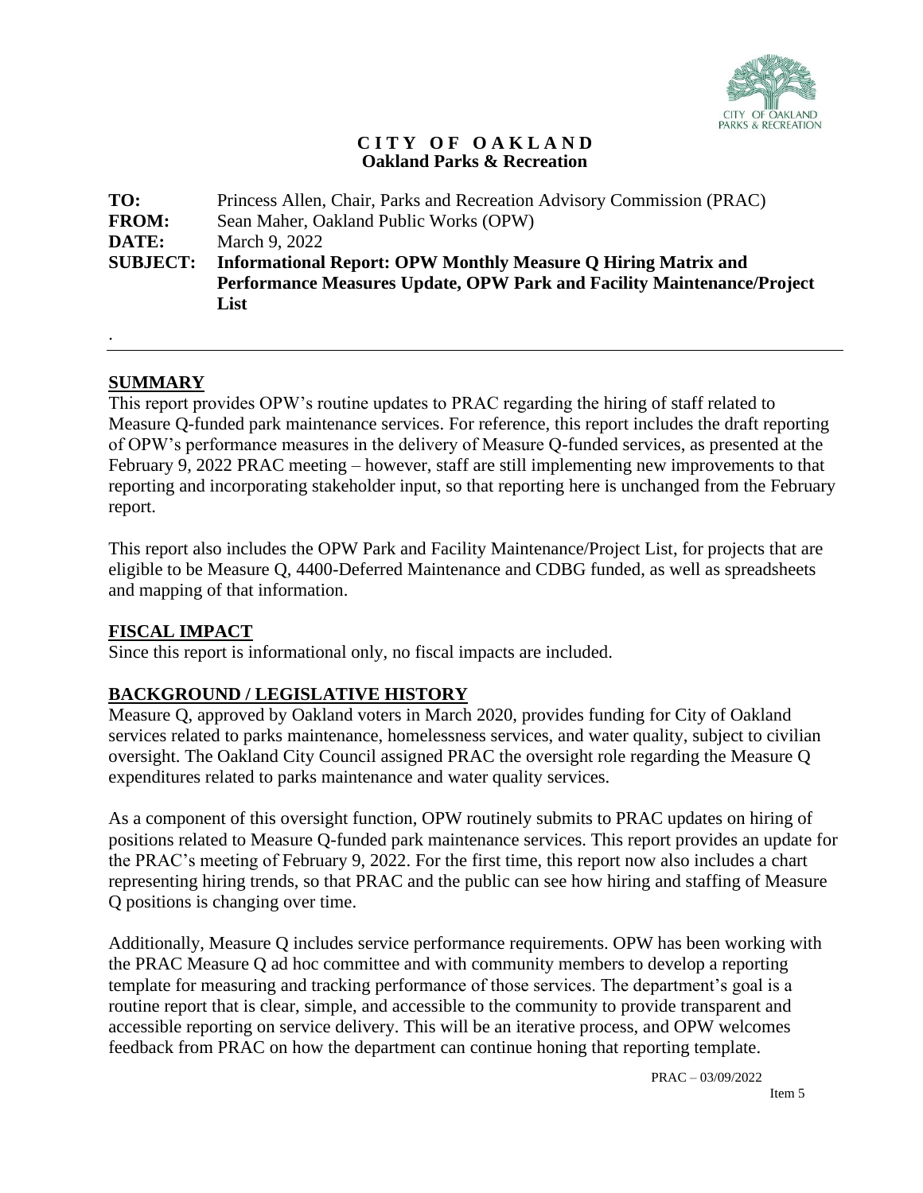**C I T Y O F O A K L A N D**
**Oakland Parks & Recreation**

**TO:** Princess Allen, Chair, Parks and Recreation Advisory Commission (PRAC)
**FROM:** Sean Maher, Oakland Public Works (OPW)
**DATE:** March 9, 2022
**SUBJECT:** **Informational Report: OPW Monthly Measure Q Hiring Matrix and Performance Measures Update, OPW Park and Facility Maintenance/Project List**

.

---

## SUMMARY

This report provides OPW's routine updates to PRAC regarding the hiring of staff related to Measure Q-funded park maintenance services. For reference, this report includes the draft reporting of OPW's performance measures in the delivery of Measure Q-funded services, as presented at the February 9, 2022 PRAC meeting – however, staff are still implementing new improvements to that reporting and incorporating stakeholder input, so that reporting here is unchanged from the February report.

This report also includes the OPW Park and Facility Maintenance/Project List, for projects that are eligible to be Measure Q, 4400-Deferred Maintenance and CDBG funded, as well as spreadsheets and mapping of that information.

## FISCAL IMPACT

Since this report is informational only, no fiscal impacts are included.

## BACKGROUND / LEGISLATIVE HISTORY

Measure Q, approved by Oakland voters in March 2020, provides funding for City of Oakland services related to parks maintenance, homelessness services, and water quality, subject to civilian oversight. The Oakland City Council assigned PRAC the oversight role regarding the Measure Q expenditures related to parks maintenance and water quality services.

As a component of this oversight function, OPW routinely submits to PRAC updates on hiring of positions related to Measure Q-funded park maintenance services. This report provides an update for the PRAC's meeting of February 9, 2022. For the first time, this report now also includes a chart representing hiring trends, so that PRAC and the public can see how hiring and staffing of Measure Q positions is changing over time.

Additionally, Measure Q includes service performance requirements. OPW has been working with the PRAC Measure Q ad hoc committee and with community members to develop a reporting template for measuring and tracking performance of those services. The department's goal is a routine report that is clear, simple, and accessible to the community to provide transparent and accessible reporting on service delivery. This will be an iterative process, and OPW welcomes feedback from PRAC on how the department can continue honing that reporting template.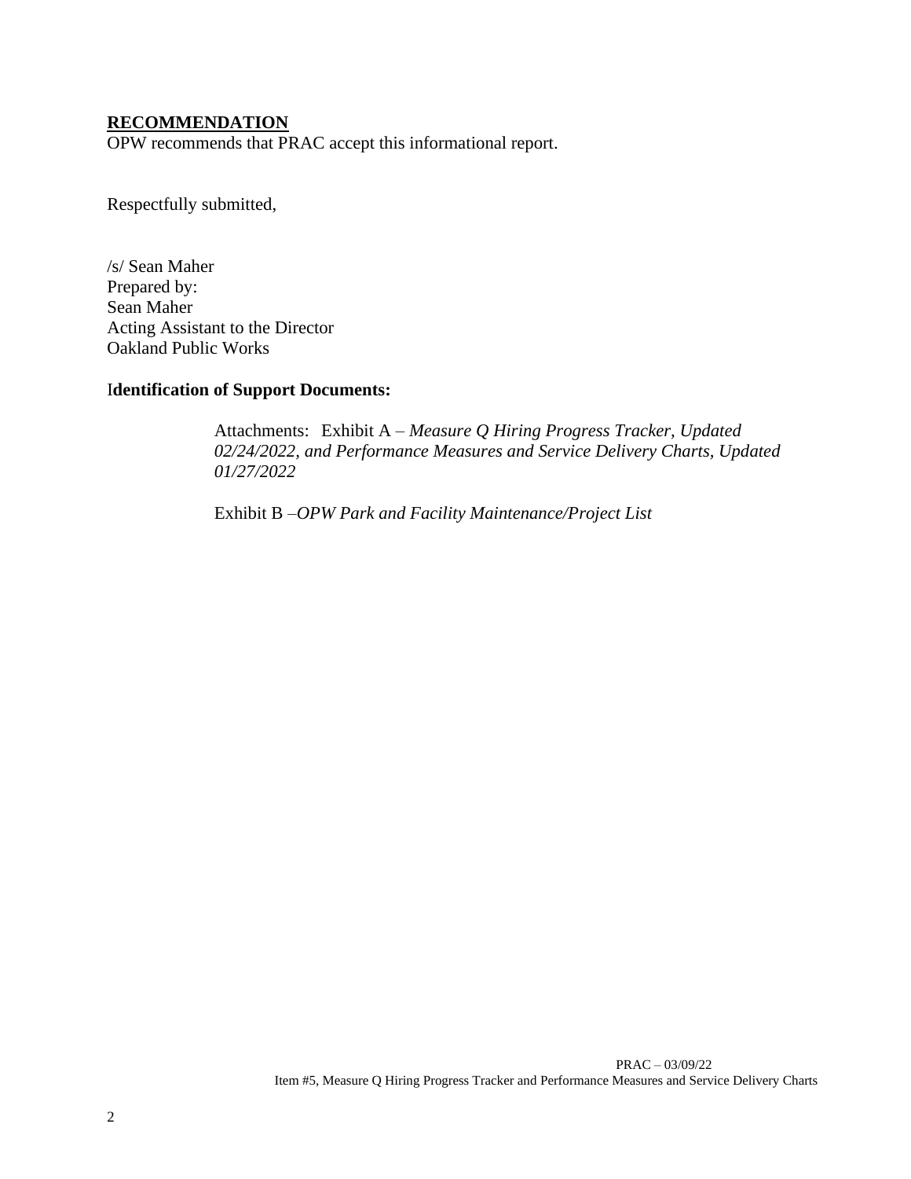## RECOMMENDATION

OPW recommends that PRAC accept this informational report.

Respectfully submitted,

/s/ Sean Maher
Prepared by:
Sean Maher
Acting Assistant to the Director
Oakland Public Works

**Identification of Support Documents:**

Attachments: Exhibit A – *Measure Q Hiring Progress Tracker, Updated 02/24/2022, and Performance Measures and Service Delivery Charts, Updated 01/27/2022*

Exhibit B –*OPW Park and Facility Maintenance/Project List*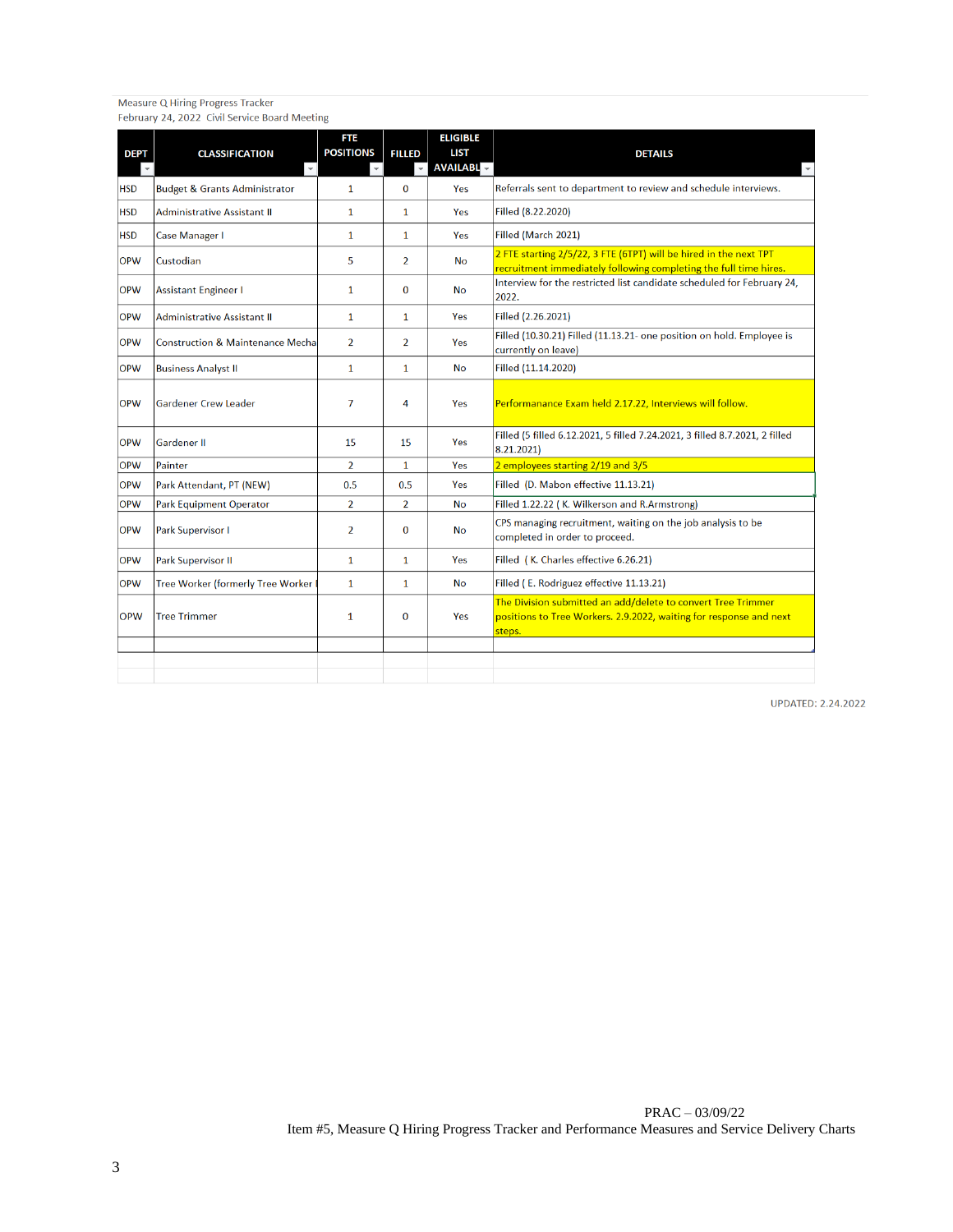Measure Q Hiring Progress Tracker
February 24, 2022 Civil Service Board Meeting

| DEPT | CLASSIFICATION | FTE POSITIONS | FILLED | ELIGIBLE LIST AVAILABL | DETAILS |
|---|---|---|---|---|---|
| HSD | Budget & Grants Administrator | 1 | 0 | Yes | Referrals sent to department to review and schedule interviews. |
| HSD | Administrative Assistant II | 1 | 1 | Yes | Filled (8.22.2020) |
| HSD | Case Manager I | 1 | 1 | Yes | Filled (March 2021) |
| OPW | Custodian | 5 | 2 | No | 2 FTE starting 2/5/22, 3 FTE (6TPT) will be hired in the next TPT recruitment immediately following completing the full time hires. |
| OPW | Assistant Engineer I | 1 | 0 | No | Interview for the restricted list candidate scheduled for February 24, 2022. |
| OPW | Administrative Assistant II | 1 | 1 | Yes | Filled (2.26.2021) |
| OPW | Construction & Maintenance Mecha | 2 | 2 | Yes | Filled (10.30.21) Filled (11.13.21- one position on hold. Employee is currently on leave) |
| OPW | Business Analyst II | 1 | 1 | No | Filled (11.14.2020) |
| OPW | Gardener Crew Leader | 7 | 4 | Yes | Performanance Exam held 2.17.22, Interviews will follow. |
| OPW | Gardener II | 15 | 15 | Yes | Filled (5 filled 6.12.2021, 5 filled 7.24.2021, 3 filled 8.7.2021, 2 filled 8.21.2021) |
| OPW | Painter | 2 | 1 | Yes | 2 employees starting 2/19 and 3/5 |
| OPW | Park Attendant, PT (NEW) | 0.5 | 0.5 | Yes | Filled (D. Mabon effective 11.13.21) |
| OPW | Park Equipment Operator | 2 | 2 | No | Filled 1.22.22 ( K. Wilkerson and R.Armstrong) |
| OPW | Park Supervisor I | 2 | 0 | No | CPS managing recruitment, waiting on the job analysis to be completed in order to proceed. |
| OPW | Park Supervisor II | 1 | 1 | Yes | Filled ( K. Charles effective 6.26.21) |
| OPW | Tree Worker (formerly Tree Worker | 1 | 1 | No | Filled ( E. Rodriguez effective 11.13.21) |
| OPW | Tree Trimmer | 1 | 0 | Yes | The Division submitted an add/delete to convert Tree Trimmer positions to Tree Workers. 2.9.2022, waiting for response and next steps. |

UPDATED: 2.24.2022

PRAC – 03/09/22
Item #5, Measure Q Hiring Progress Tracker and Performance Measures and Service Delivery Charts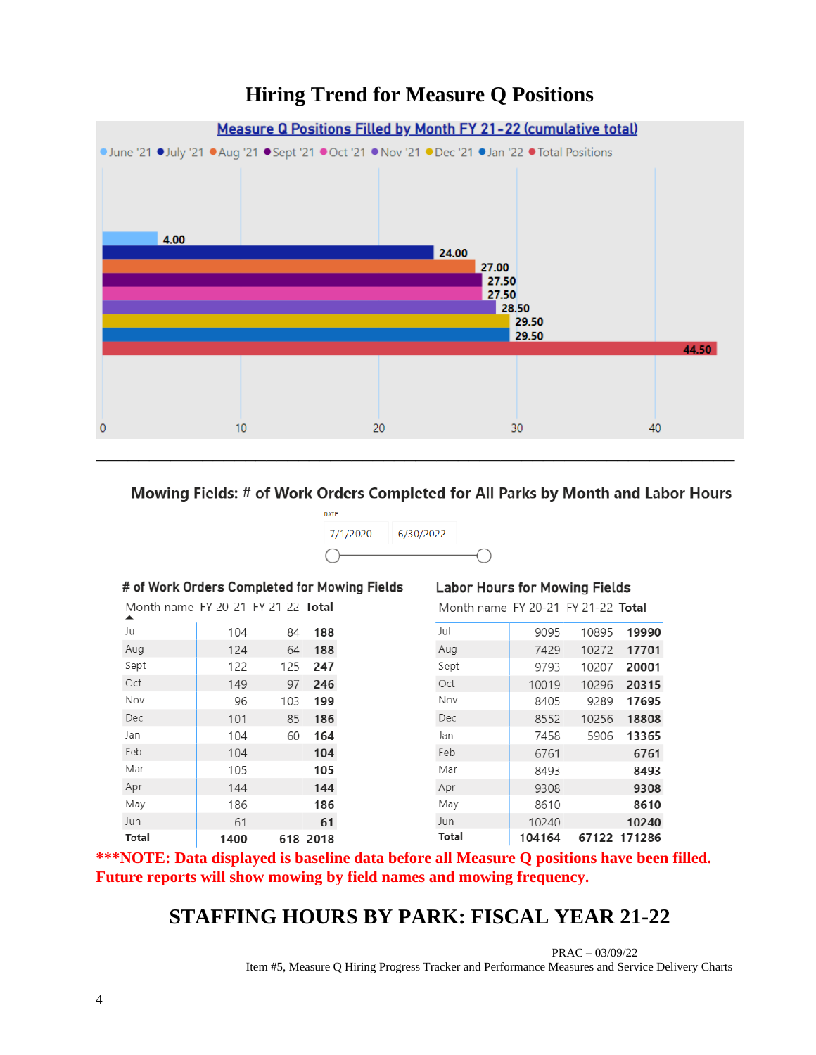# Hiring Trend for Measure Q Positions

**Measure Q Positions Filled by Month FY 21-22 (cumulative total)**

| Month | Positions |
|---|---|
| June '21 | 4.00 |
| July '21 | 24.00 |
| Aug '21 | 27.00 |
| Sept '21 | 27.50 |
| Oct '21 | 27.50 |
| Nov '21 | 28.50 |
| Dec '21 | 29.50 |
| Jan '22 | 29.50 |
| Total Positions | 44.50 |

---

## Mowing Fields: # of Work Orders Completed for All Parks by Month and Labor Hours

DATE: 7/1/2020 – 6/30/2022

### # of Work Orders Completed for Mowing Fields

| Month name | FY 20-21 | FY 21-22 | Total |
|---|---|---|---|
| Jul | 104 | 84 | **188** |
| Aug | 124 | 64 | **188** |
| Sept | 122 | 125 | **247** |
| Oct | 149 | 97 | **246** |
| Nov | 96 | 103 | **199** |
| Dec | 101 | 85 | **186** |
| Jan | 104 | 60 | **164** |
| Feb | 104 | | **104** |
| Mar | 105 | | **105** |
| Apr | 144 | | **144** |
| May | 186 | | **186** |
| Jun | 61 | | **61** |
| **Total** | **1400** | 618 | **2018** |

### Labor Hours for Mowing Fields

| Month name | FY 20-21 | FY 21-22 | Total |
|---|---|---|---|
| Jul | 9095 | 10895 | **19990** |
| Aug | 7429 | 10272 | **17701** |
| Sept | 9793 | 10207 | **20001** |
| Oct | 10019 | 10296 | **20315** |
| Nov | 8405 | 9289 | **17695** |
| Dec | 8552 | 10256 | **18808** |
| Jan | 7458 | 5906 | **13365** |
| Feb | 6761 | | **6761** |
| Mar | 8493 | | **8493** |
| Apr | 9308 | | **9308** |
| May | 8610 | | **8610** |
| Jun | 10240 | | **10240** |
| **Total** | **104164** | **67122** | **171286** |

**\*\*\*NOTE: Data displayed is baseline data before all Measure Q positions have been filled. Future reports will show mowing by field names and mowing frequency.**

## STAFFING HOURS BY PARK: FISCAL YEAR 21-22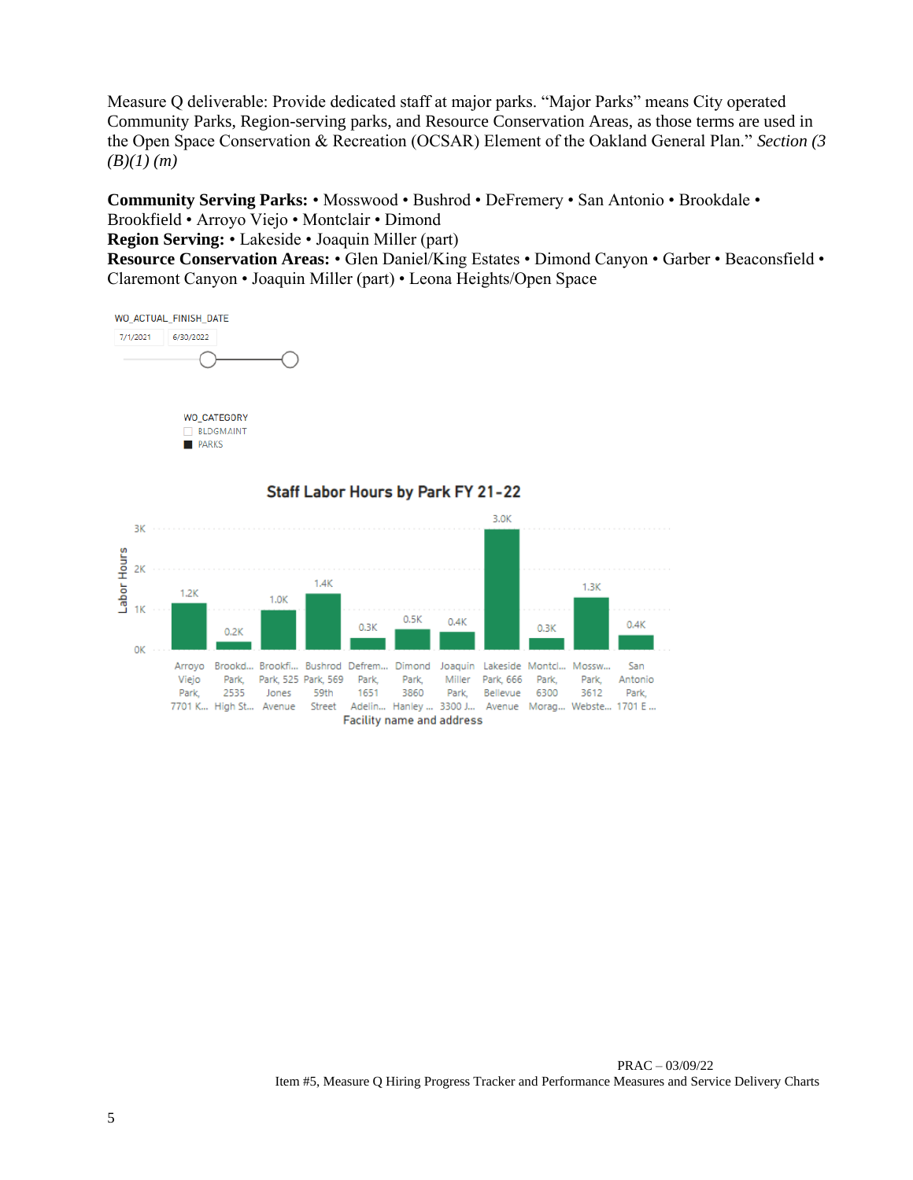Measure Q deliverable: Provide dedicated staff at major parks. "Major Parks" means City operated Community Parks, Region-serving parks, and Resource Conservation Areas, as those terms are used in the Open Space Conservation & Recreation (OCSAR) Element of the Oakland General Plan." *Section (3 (B)(1) (m)*

**Community Serving Parks:** • Mosswood • Bushrod • DeFremery • San Antonio • Brookdale • Brookfield • Arroyo Viejo • Montclair • Dimond
**Region Serving:** • Lakeside • Joaquin Miller (part)
**Resource Conservation Areas:** • Glen Daniel/King Estates • Dimond Canyon • Garber • Beaconsfield • Claremont Canyon • Joaquin Miller (part) • Leona Heights/Open Space

WO_ACTUAL_FINISH_DATE
7/1/2021 – 6/30/2022

WO_CATEGORY
- ☐ BLDGMAINT
- ■ PARKS

**Staff Labor Hours by Park FY 21-22**

| Facility name and address | Labor Hours |
|---|---|
| Arroyo Viejo Park, 7701 K... | 1.2K |
| Brookd... Park, 2535 High St... | 0.2K |
| Brookfi... Park, 525 Jones Avenue | 1.0K |
| Bushrod Park, 569 59th Street | 1.4K |
| Defrem... Park, 1651 Adelin... | 0.3K |
| Dimond Park, 3860 Hanley ... | 0.5K |
| Joaquin Miller Park, 3300 J... | 0.4K |
| Lakeside Park, 666 Bellevue Avenue | 3.0K |
| Montcl... Park, 6300 Morag... | 0.3K |
| Mossw... Park, 3612 Webste... | 1.3K |
| San Antonio Park, 1701 E ... | 0.4K |

PRAC – 03/09/22
Item #5, Measure Q Hiring Progress Tracker and Performance Measures and Service Delivery Charts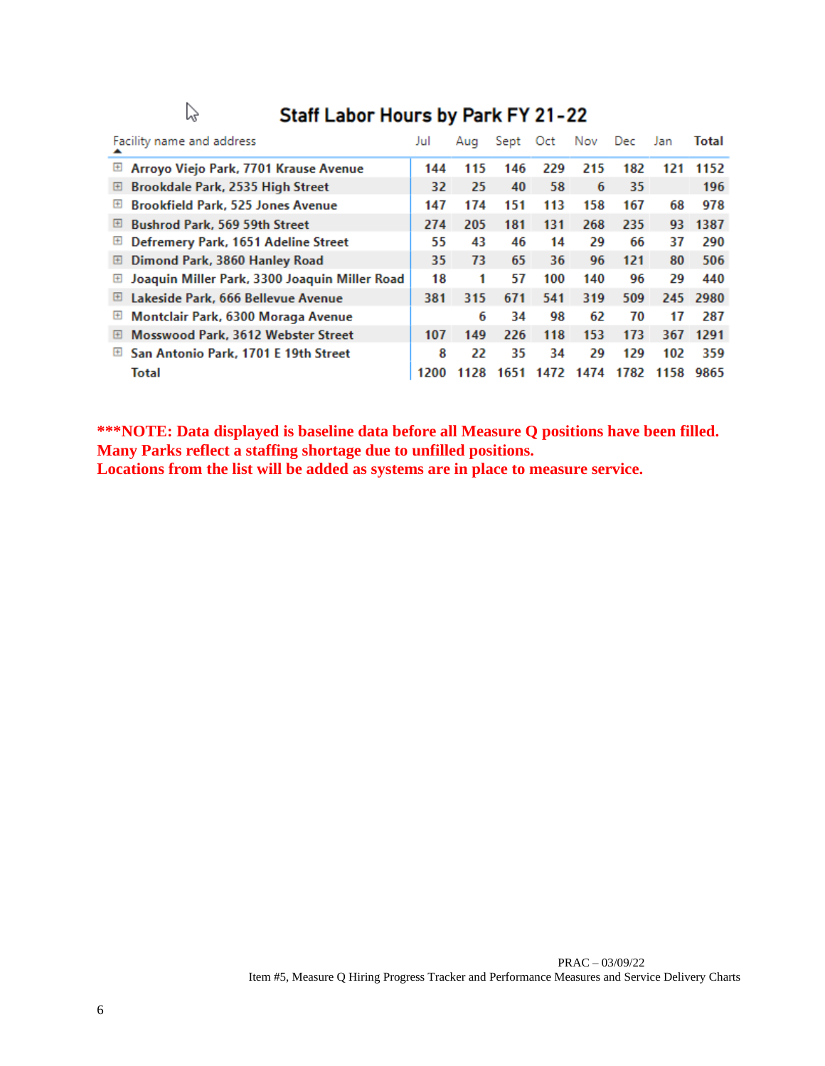## Staff Labor Hours by Park FY 21-22

| Facility name and address | Jul | Aug | Sept | Oct | Nov | Dec | Jan | Total |
|---|---|---|---|---|---|---|---|---|
| Arroyo Viejo Park, 7701 Krause Avenue | 144 | 115 | 146 | 229 | 215 | 182 | 121 | 1152 |
| Brookdale Park, 2535 High Street | 32 | 25 | 40 | 58 | 6 | 35 | | 196 |
| Brookfield Park, 525 Jones Avenue | 147 | 174 | 151 | 113 | 158 | 167 | 68 | 978 |
| Bushrod Park, 569 59th Street | 274 | 205 | 181 | 131 | 268 | 235 | 93 | 1387 |
| Defremery Park, 1651 Adeline Street | 55 | 43 | 46 | 14 | 29 | 66 | 37 | 290 |
| Dimond Park, 3860 Hanley Road | 35 | 73 | 65 | 36 | 96 | 121 | 80 | 506 |
| Joaquin Miller Park, 3300 Joaquin Miller Road | 18 | 1 | 57 | 100 | 140 | 96 | 29 | 440 |
| Lakeside Park, 666 Bellevue Avenue | 381 | 315 | 671 | 541 | 319 | 509 | 245 | 2980 |
| Montclair Park, 6300 Moraga Avenue | | 6 | 34 | 98 | 62 | 70 | 17 | 287 |
| Mosswood Park, 3612 Webster Street | 107 | 149 | 226 | 118 | 153 | 173 | 367 | 1291 |
| San Antonio Park, 1701 E 19th Street | 8 | 22 | 35 | 34 | 29 | 129 | 102 | 359 |
| Total | 1200 | 1128 | 1651 | 1472 | 1474 | 1782 | 1158 | 9865 |

**\*\*\*NOTE: Data displayed is baseline data before all Measure Q positions have been filled. Many Parks reflect a staffing shortage due to unfilled positions. Locations from the list will be added as systems are in place to measure service.**

PRAC – 03/09/22
Item #5, Measure Q Hiring Progress Tracker and Performance Measures and Service Delivery Charts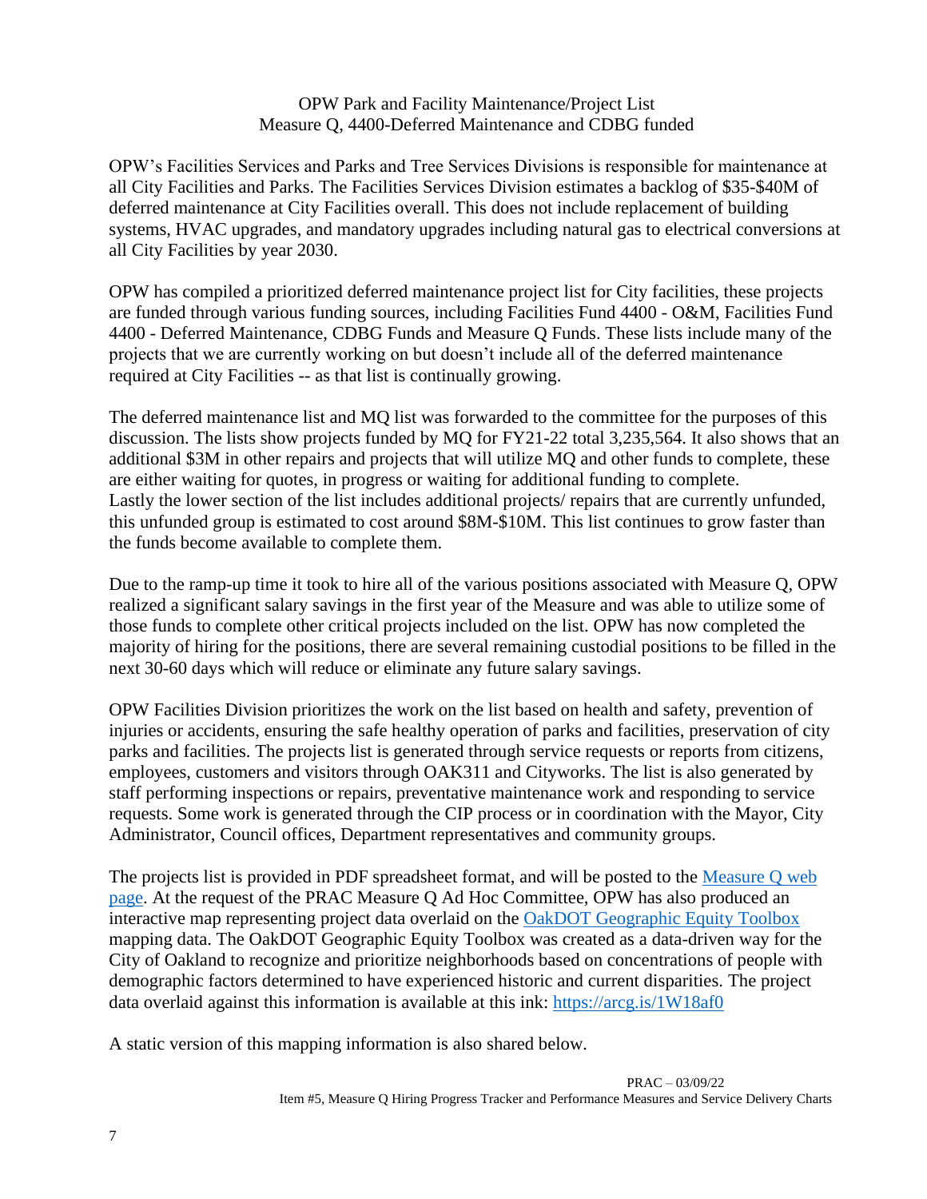# OPW Park and Facility Maintenance/Project List
## Measure Q, 4400-Deferred Maintenance and CDBG funded

OPW's Facilities Services and Parks and Tree Services Divisions is responsible for maintenance at all City Facilities and Parks. The Facilities Services Division estimates a backlog of $35-$40M of deferred maintenance at City Facilities overall. This does not include replacement of building systems, HVAC upgrades, and mandatory upgrades including natural gas to electrical conversions at all City Facilities by year 2030.

OPW has compiled a prioritized deferred maintenance project list for City facilities, these projects are funded through various funding sources, including Facilities Fund 4400 - O&M, Facilities Fund 4400 - Deferred Maintenance, CDBG Funds and Measure Q Funds. These lists include many of the projects that we are currently working on but doesn't include all of the deferred maintenance required at City Facilities -- as that list is continually growing.

The deferred maintenance list and MQ list was forwarded to the committee for the purposes of this discussion. The lists show projects funded by MQ for FY21-22 total 3,235,564. It also shows that an additional $3M in other repairs and projects that will utilize MQ and other funds to complete, these are either waiting for quotes, in progress or waiting for additional funding to complete. Lastly the lower section of the list includes additional projects/ repairs that are currently unfunded, this unfunded group is estimated to cost around $8M-$10M. This list continues to grow faster than the funds become available to complete them.

Due to the ramp-up time it took to hire all of the various positions associated with Measure Q, OPW realized a significant salary savings in the first year of the Measure and was able to utilize some of those funds to complete other critical projects included on the list. OPW has now completed the majority of hiring for the positions, there are several remaining custodial positions to be filled in the next 30-60 days which will reduce or eliminate any future salary savings.

OPW Facilities Division prioritizes the work on the list based on health and safety, prevention of injuries or accidents, ensuring the safe healthy operation of parks and facilities, preservation of city parks and facilities. The projects list is generated through service requests or reports from citizens, employees, customers and visitors through OAK311 and Cityworks. The list is also generated by staff performing inspections or repairs, preventative maintenance work and responding to service requests. Some work is generated through the CIP process or in coordination with the Mayor, City Administrator, Council offices, Department representatives and community groups.

The projects list is provided in PDF spreadsheet format, and will be posted to the Measure Q web page. At the request of the PRAC Measure Q Ad Hoc Committee, OPW has also produced an interactive map representing project data overlaid on the OakDOT Geographic Equity Toolbox mapping data. The OakDOT Geographic Equity Toolbox was created as a data-driven way for the City of Oakland to recognize and prioritize neighborhoods based on concentrations of people with demographic factors determined to have experienced historic and current disparities. The project data overlaid against this information is available at this ink: https://arcg.is/1W18af0

A static version of this mapping information is also shared below.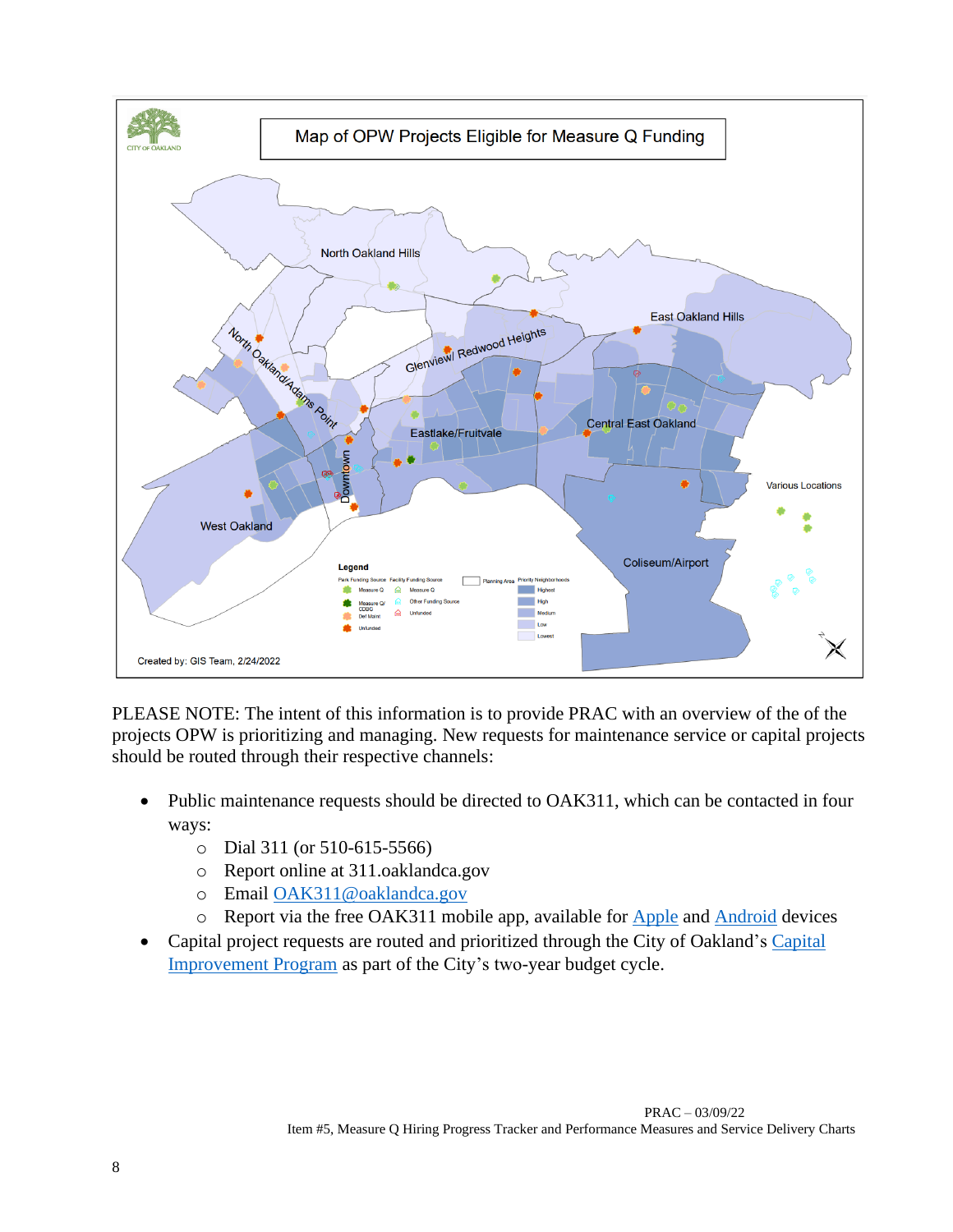Map of OPW Projects Eligible for Measure Q Funding

CITY OF OAKLAND

North Oakland Hills

North Oakland/Adams Point

Glenview/ Redwood Heights

East Oakland Hills

Eastlake/Fruitvale

Central East Oakland

Downtown

West Oakland

Various Locations

Coliseum/Airport

Legend

Park Funding Source

Measure Q

Measure Q/ CDBG

Def Maint

Unfunded

Facility Funding Source

Measure Q

Other Funding Source

Unfunded

Planning Area

Priority Neighborhoods

Highest

High

Medium

Low

Lowest

Created by: GIS Team, 2/24/2022

PLEASE NOTE: The intent of this information is to provide PRAC with an overview of the of the projects OPW is prioritizing and managing. New requests for maintenance service or capital projects should be routed through their respective channels:

- Public maintenance requests should be directed to OAK311, which can be contacted in four ways:
  - Dial 311 (or 510-615-5566)
  - Report online at 311.oaklandca.gov
  - Email OAK311@oaklandca.gov
  - Report via the free OAK311 mobile app, available for Apple and Android devices
- Capital project requests are routed and prioritized through the City of Oakland's Capital Improvement Program as part of the City's two-year budget cycle.